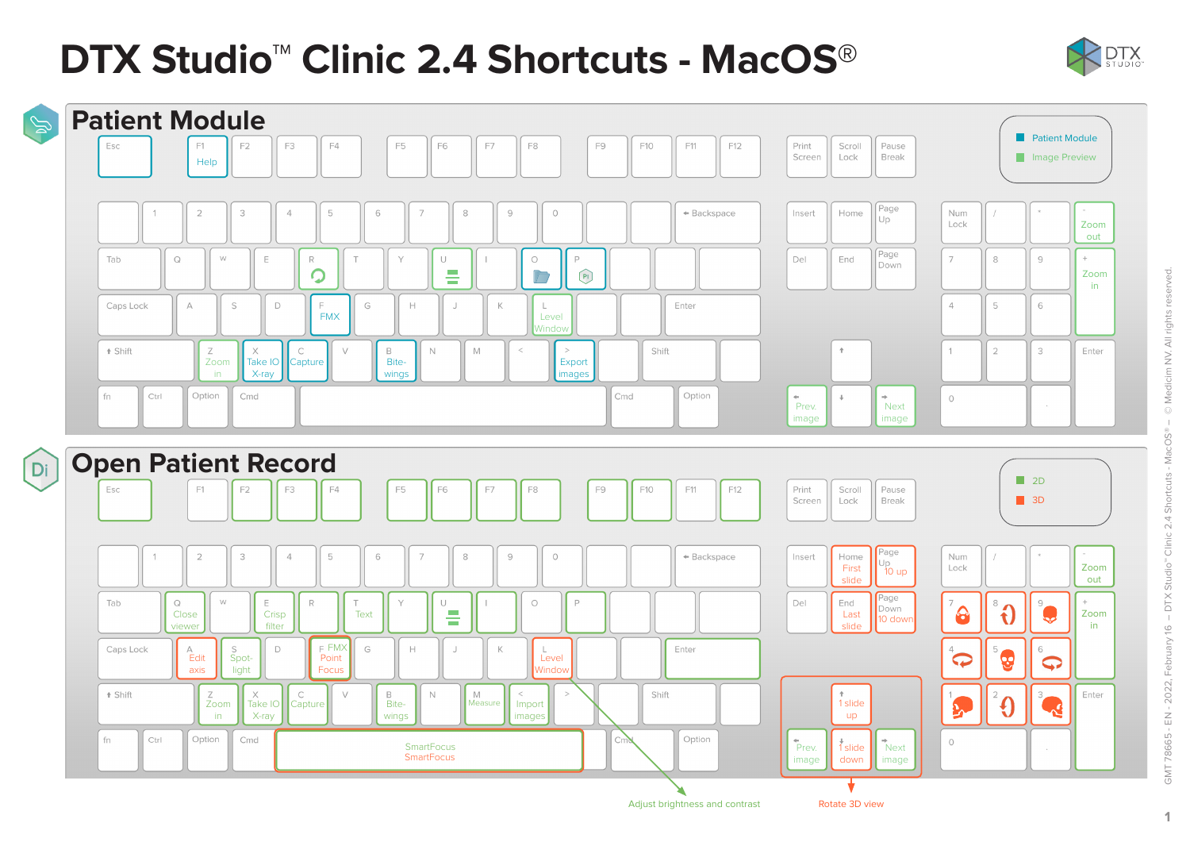# DTX Studio™ Clinic 2.4 Shortcuts - MacOS®

## Patient Module

Legend: Patient Module / Image Preview

| Key | Function |
|---|---|
| F1 | Help |
| R | (Refresh icon) |
| U | (icon) |
| O | (Folder icon) |
| P | (Pt icon) |
| F | FMX |
| L | Level Window |
| Z | Zoom in |
| X | Take IO X-ray |
| C | Capture |
| B | Bite-wings |
| > | Export images |
| ← | Prev. image |
| → | Next image |
| - (numpad) | Zoom out |
| + (numpad) | Zoom in |

## Open Patient Record

Legend: 2D / 3D

| Key | Function |
|---|---|
| Q | Close viewer |
| E | Crisp filter |
| T | Text |
| U | (icon) |
| A | Edit axis |
| S | Spot-light |
| F | FMX / Point Focus |
| L | Level Window |
| Z | Zoom in |
| X | Take IO X-ray |
| C | Capture |
| B | Bite-wings |
| M | Measure |
| + | Import images |
| Space | SmartFocus / SmartFocus |
| Home | First slide |
| End | Last slide |
| Page Up | 10 up |
| Page Down | 10 down |
| ↑ | 1 slide up |
| ↓ | 1 slide down |
| ← | Prev. image |
| → | Next image |
| - (numpad) | Zoom out |
| + (numpad) | Zoom in |
| Numpad 1–9 | Rotate 3D view |

Adjust brightness and contrast

Rotate 3D view

GMT 78665 - EN - 2022, February 16 — DTX Studio™ Clinic 2.4 Shortcuts - MacOS® — © Medicim NV. All rights reserved.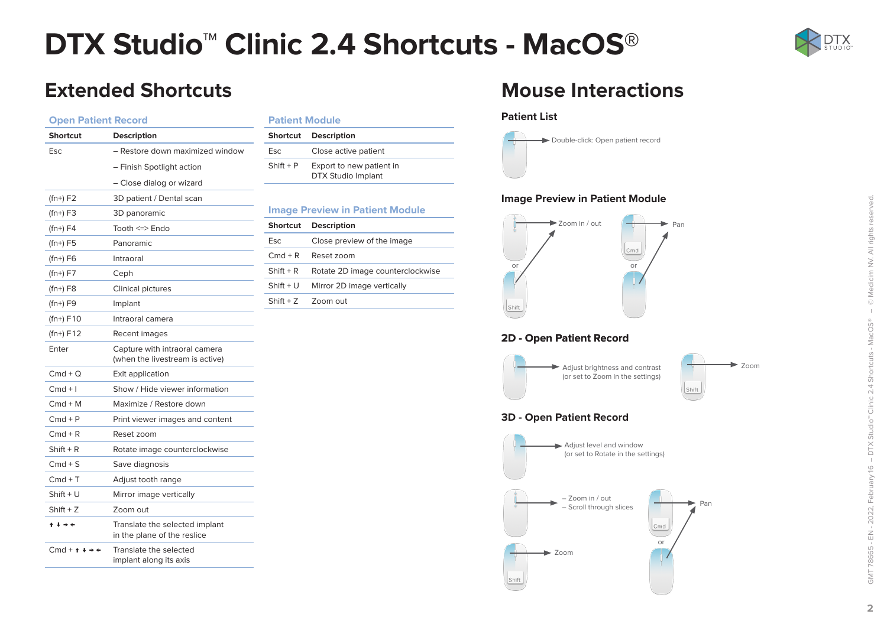# DTX Studio™ Clinic 2.4 Shortcuts - MacOS®

## Extended Shortcuts

### Open Patient Record

| Shortcut | Description |
|---|---|
| Esc | – Restore down maximized window<br>– Finish Spotlight action<br>– Close dialog or wizard |
| (fn+) F2 | 3D patient / Dental scan |
| (fn+) F3 | 3D panoramic |
| (fn+) F4 | Tooth <=> Endo |
| (fn+) F5 | Panoramic |
| (fn+) F6 | Intraoral |
| (fn+) F7 | Ceph |
| (fn+) F8 | Clinical pictures |
| (fn+) F9 | Implant |
| (fn+) F10 | Intraoral camera |
| (fn+) F12 | Recent images |
| Enter | Capture with intraoral camera (when the livestream is active) |
| Cmd + Q | Exit application |
| Cmd + I | Show / Hide viewer information |
| Cmd + M | Maximize / Restore down |
| Cmd + P | Print viewer images and content |
| Cmd + R | Reset zoom |
| Shift + R | Rotate image counterclockwise |
| Cmd + S | Save diagnosis |
| Cmd + T | Adjust tooth range |
| Shift + U | Mirror image vertically |
| Shift + Z | Zoom out |
| ↑ ↓ → ← | Translate the selected implant in the plane of the reslice |
| Cmd + ↑ ↓ → ← | Translate the selected implant along its axis |

### Patient Module

| Shortcut | Description |
|---|---|
| Esc | Close active patient |
| Shift + P | Export to new patient in DTX Studio Implant |

### Image Preview in Patient Module

| Shortcut | Description |
|---|---|
| Esc | Close preview of the image |
| Cmd + R | Reset zoom |
| Shift + R | Rotate 2D image counterclockwise |
| Shift + U | Mirror 2D image vertically |
| Shift + Z | Zoom out |

## Mouse Interactions

### Patient List

Double-click: Open patient record

### Image Preview in Patient Module

Zoom in / out

or

Shift

Cmd

Pan

or

### 2D - Open Patient Record

Adjust brightness and contrast (or set to Zoom in the settings)

Shift

Zoom

### 3D - Open Patient Record

Adjust level and window (or set to Rotate in the settings)

– Zoom in / out
– Scroll through slices

Cmd

Pan

or

Shift

Zoom